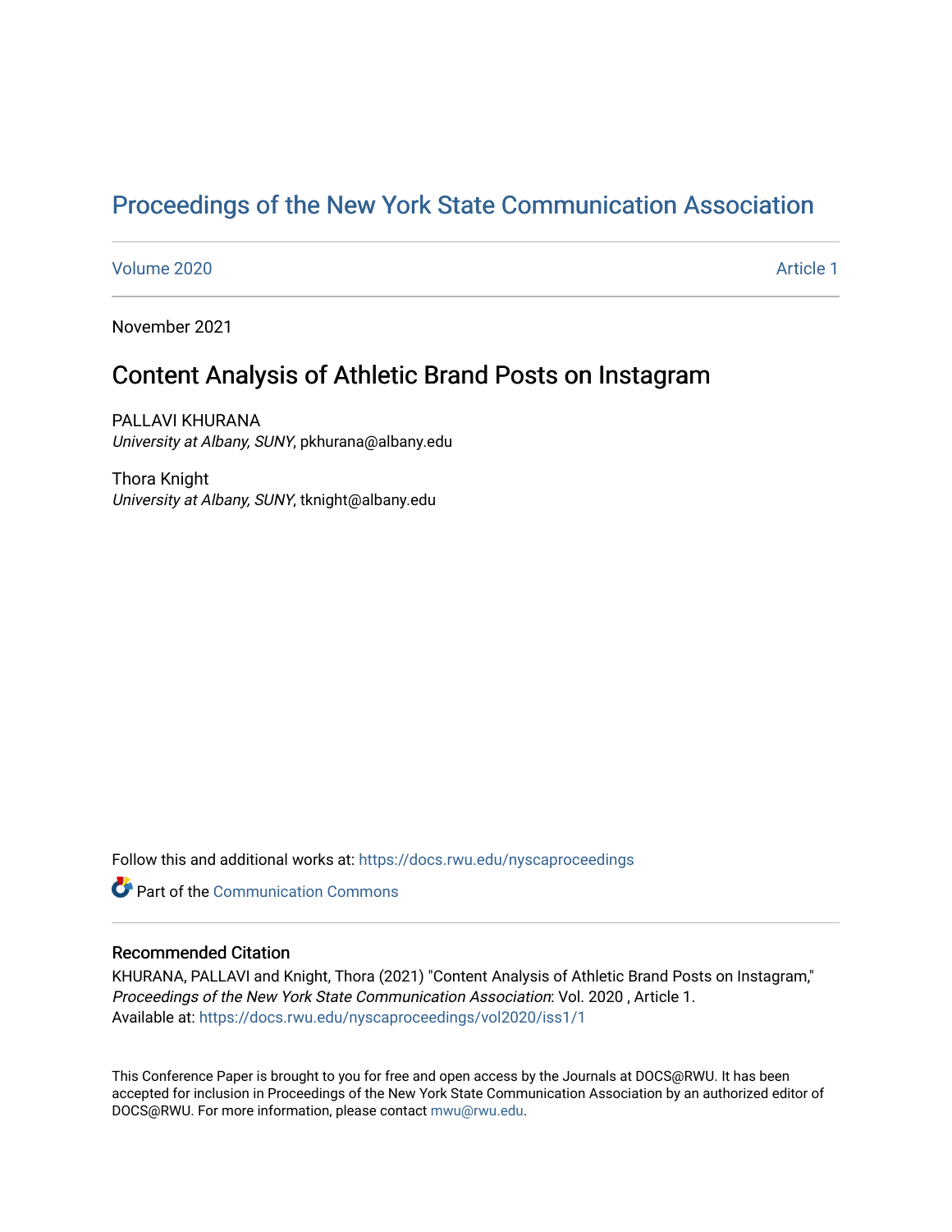# Proceedings of the New York State Communication Association

Volume 2020 Article 1

November 2021

## Content Analysis of Athletic Brand Posts on Instagram

PALLAVI KHURANA
*University at Albany, SUNY*, pkhurana@albany.edu

Thora Knight
*University at Albany, SUNY*, tknight@albany.edu

Follow this and additional works at: https://docs.rwu.edu/nyscaproceedings

Part of the Communication Commons

### Recommended Citation

KHURANA, PALLAVI and Knight, Thora (2021) "Content Analysis of Athletic Brand Posts on Instagram," *Proceedings of the New York State Communication Association*: Vol. 2020 , Article 1.
Available at: https://docs.rwu.edu/nyscaproceedings/vol2020/iss1/1

This Conference Paper is brought to you for free and open access by the Journals at DOCS@RWU. It has been accepted for inclusion in Proceedings of the New York State Communication Association by an authorized editor of DOCS@RWU. For more information, please contact mwu@rwu.edu.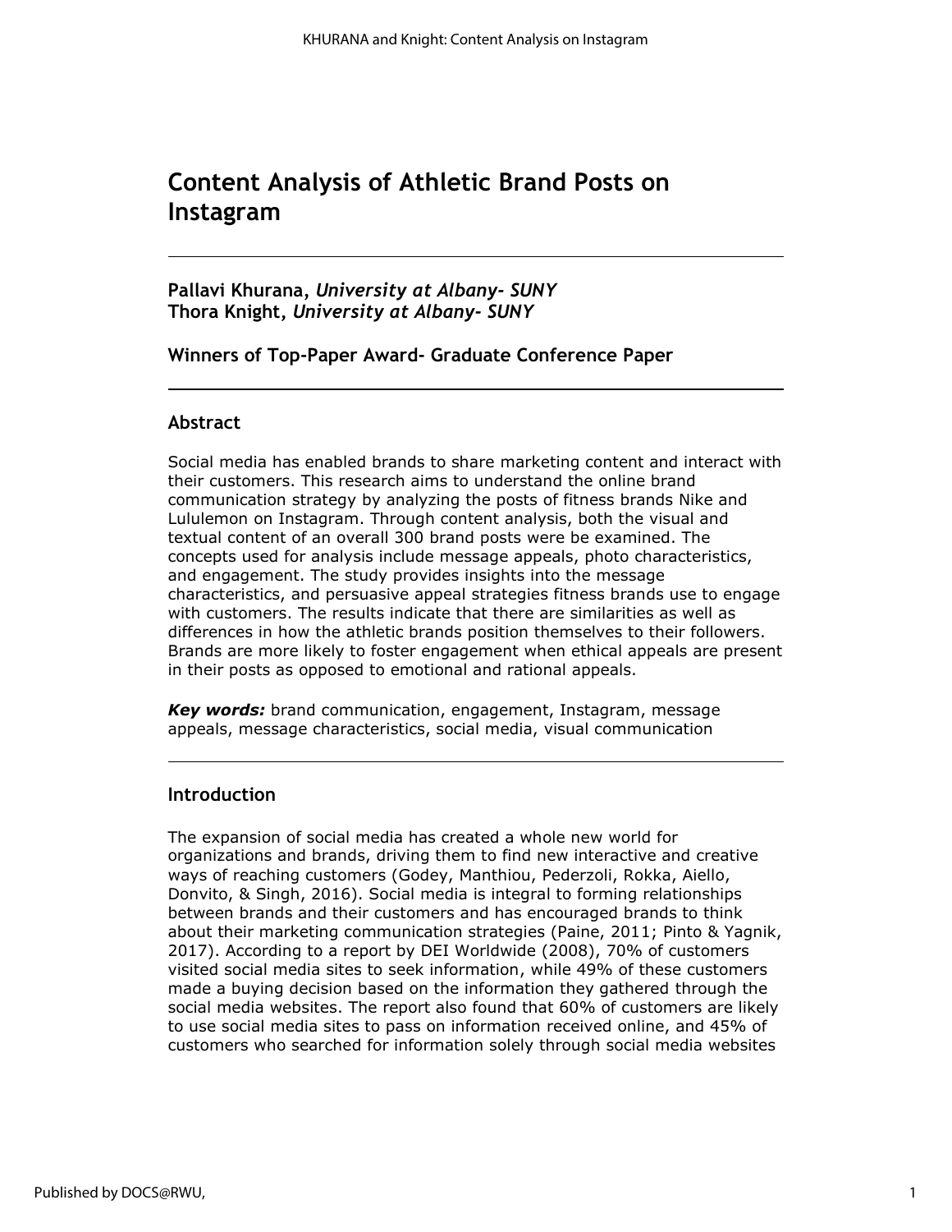# Content Analysis of Athletic Brand Posts on Instagram

---

**Pallavi Khurana,** ***University at Albany- SUNY***
**Thora Knight,** ***University at Albany- SUNY***

**Winners of Top-Paper Award- Graduate Conference Paper**

---

## Abstract

Social media has enabled brands to share marketing content and interact with their customers. This research aims to understand the online brand communication strategy by analyzing the posts of fitness brands Nike and Lululemon on Instagram. Through content analysis, both the visual and textual content of an overall 300 brand posts were be examined. The concepts used for analysis include message appeals, photo characteristics, and engagement. The study provides insights into the message characteristics, and persuasive appeal strategies fitness brands use to engage with customers. The results indicate that there are similarities as well as differences in how the athletic brands position themselves to their followers. Brands are more likely to foster engagement when ethical appeals are present in their posts as opposed to emotional and rational appeals.

***Key words:*** brand communication, engagement, Instagram, message appeals, message characteristics, social media, visual communication

---

## Introduction

The expansion of social media has created a whole new world for organizations and brands, driving them to find new interactive and creative ways of reaching customers (Godey, Manthiou, Pederzoli, Rokka, Aiello, Donvito, & Singh, 2016). Social media is integral to forming relationships between brands and their customers and has encouraged brands to think about their marketing communication strategies (Paine, 2011; Pinto & Yagnik, 2017). According to a report by DEI Worldwide (2008), 70% of customers visited social media sites to seek information, while 49% of these customers made a buying decision based on the information they gathered through the social media websites. The report also found that 60% of customers are likely to use social media sites to pass on information received online, and 45% of customers who searched for information solely through social media websites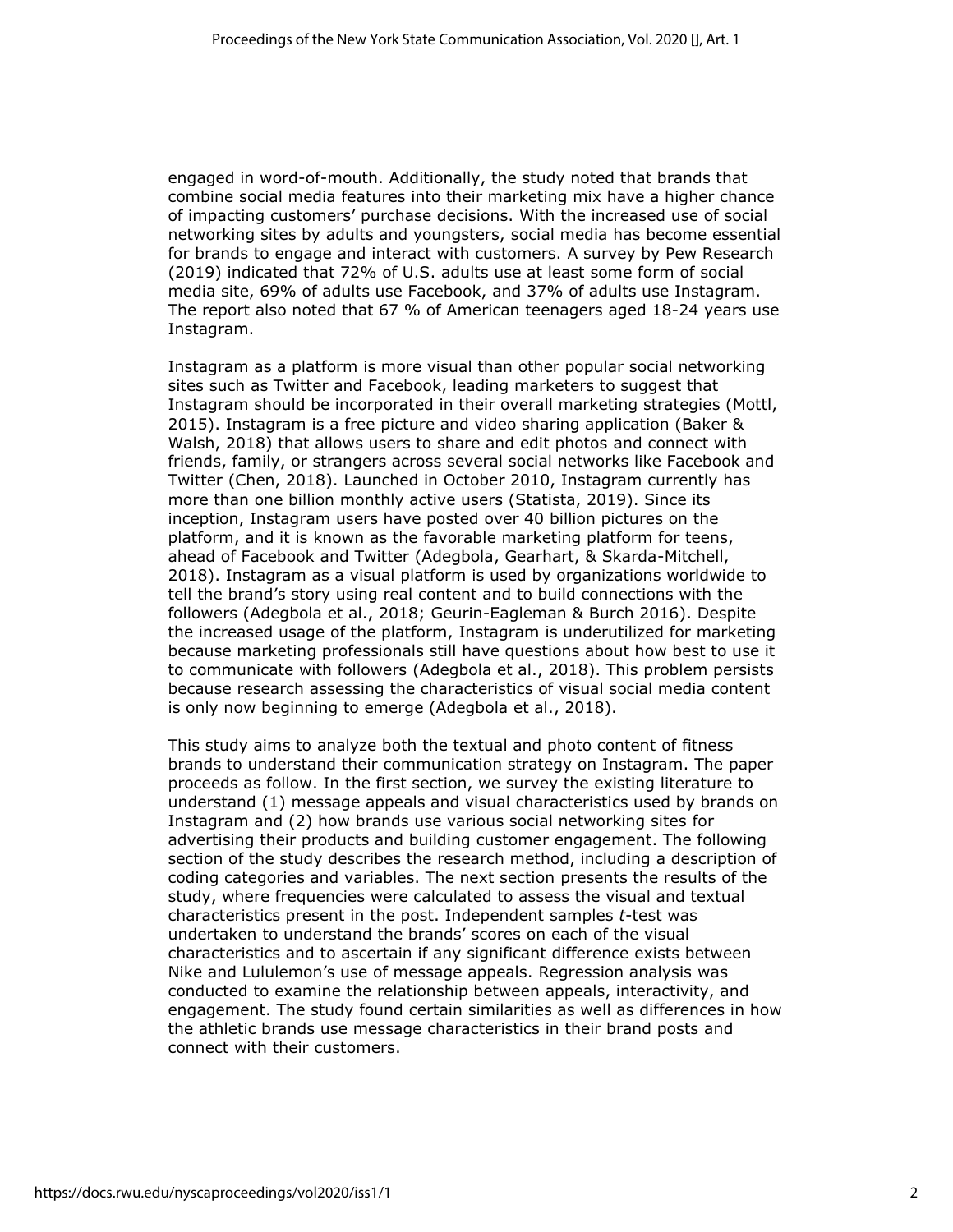engaged in word-of-mouth. Additionally, the study noted that brands that combine social media features into their marketing mix have a higher chance of impacting customers' purchase decisions. With the increased use of social networking sites by adults and youngsters, social media has become essential for brands to engage and interact with customers. A survey by Pew Research (2019) indicated that 72% of U.S. adults use at least some form of social media site, 69% of adults use Facebook, and 37% of adults use Instagram. The report also noted that 67 % of American teenagers aged 18-24 years use Instagram.

Instagram as a platform is more visual than other popular social networking sites such as Twitter and Facebook, leading marketers to suggest that Instagram should be incorporated in their overall marketing strategies (Mottl, 2015). Instagram is a free picture and video sharing application (Baker & Walsh, 2018) that allows users to share and edit photos and connect with friends, family, or strangers across several social networks like Facebook and Twitter (Chen, 2018). Launched in October 2010, Instagram currently has more than one billion monthly active users (Statista, 2019). Since its inception, Instagram users have posted over 40 billion pictures on the platform, and it is known as the favorable marketing platform for teens, ahead of Facebook and Twitter (Adegbola, Gearhart, & Skarda-Mitchell, 2018). Instagram as a visual platform is used by organizations worldwide to tell the brand's story using real content and to build connections with the followers (Adegbola et al., 2018; Geurin-Eagleman & Burch 2016). Despite the increased usage of the platform, Instagram is underutilized for marketing because marketing professionals still have questions about how best to use it to communicate with followers (Adegbola et al., 2018). This problem persists because research assessing the characteristics of visual social media content is only now beginning to emerge (Adegbola et al., 2018).

This study aims to analyze both the textual and photo content of fitness brands to understand their communication strategy on Instagram. The paper proceeds as follow. In the first section, we survey the existing literature to understand (1) message appeals and visual characteristics used by brands on Instagram and (2) how brands use various social networking sites for advertising their products and building customer engagement. The following section of the study describes the research method, including a description of coding categories and variables. The next section presents the results of the study, where frequencies were calculated to assess the visual and textual characteristics present in the post. Independent samples *t*-test was undertaken to understand the brands' scores on each of the visual characteristics and to ascertain if any significant difference exists between Nike and Lululemon's use of message appeals. Regression analysis was conducted to examine the relationship between appeals, interactivity, and engagement. The study found certain similarities as well as differences in how the athletic brands use message characteristics in their brand posts and connect with their customers.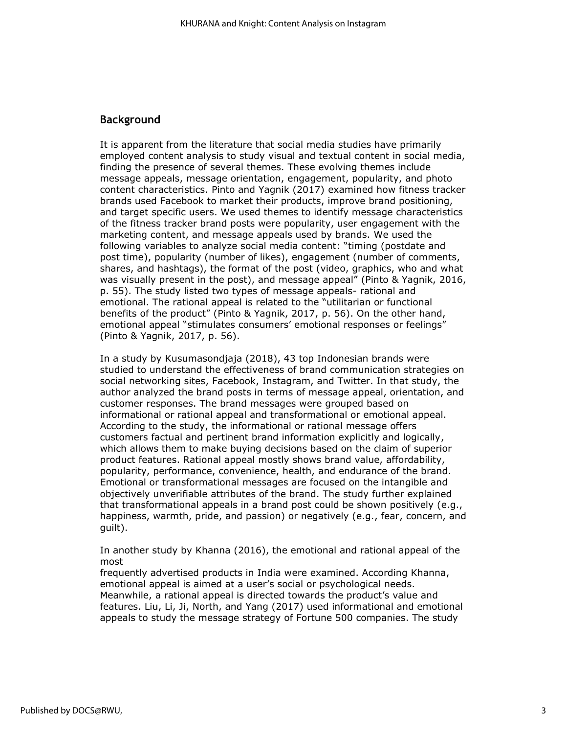## Background

It is apparent from the literature that social media studies have primarily employed content analysis to study visual and textual content in social media, finding the presence of several themes. These evolving themes include message appeals, message orientation, engagement, popularity, and photo content characteristics. Pinto and Yagnik (2017) examined how fitness tracker brands used Facebook to market their products, improve brand positioning, and target specific users. We used themes to identify message characteristics of the fitness tracker brand posts were popularity, user engagement with the marketing content, and message appeals used by brands. We used the following variables to analyze social media content: "timing (postdate and post time), popularity (number of likes), engagement (number of comments, shares, and hashtags), the format of the post (video, graphics, who and what was visually present in the post), and message appeal" (Pinto & Yagnik, 2016, p. 55). The study listed two types of message appeals- rational and emotional. The rational appeal is related to the "utilitarian or functional benefits of the product" (Pinto & Yagnik, 2017, p. 56). On the other hand, emotional appeal "stimulates consumers' emotional responses or feelings" (Pinto & Yagnik, 2017, p. 56).

In a study by Kusumasondjaja (2018), 43 top Indonesian brands were studied to understand the effectiveness of brand communication strategies on social networking sites, Facebook, Instagram, and Twitter. In that study, the author analyzed the brand posts in terms of message appeal, orientation, and customer responses. The brand messages were grouped based on informational or rational appeal and transformational or emotional appeal. According to the study, the informational or rational message offers customers factual and pertinent brand information explicitly and logically, which allows them to make buying decisions based on the claim of superior product features. Rational appeal mostly shows brand value, affordability, popularity, performance, convenience, health, and endurance of the brand. Emotional or transformational messages are focused on the intangible and objectively unverifiable attributes of the brand. The study further explained that transformational appeals in a brand post could be shown positively (e.g., happiness, warmth, pride, and passion) or negatively (e.g., fear, concern, and guilt).

In another study by Khanna (2016), the emotional and rational appeal of the most
frequently advertised products in India were examined. According Khanna, emotional appeal is aimed at a user's social or psychological needs. Meanwhile, a rational appeal is directed towards the product's value and features. Liu, Li, Ji, North, and Yang (2017) used informational and emotional appeals to study the message strategy of Fortune 500 companies. The study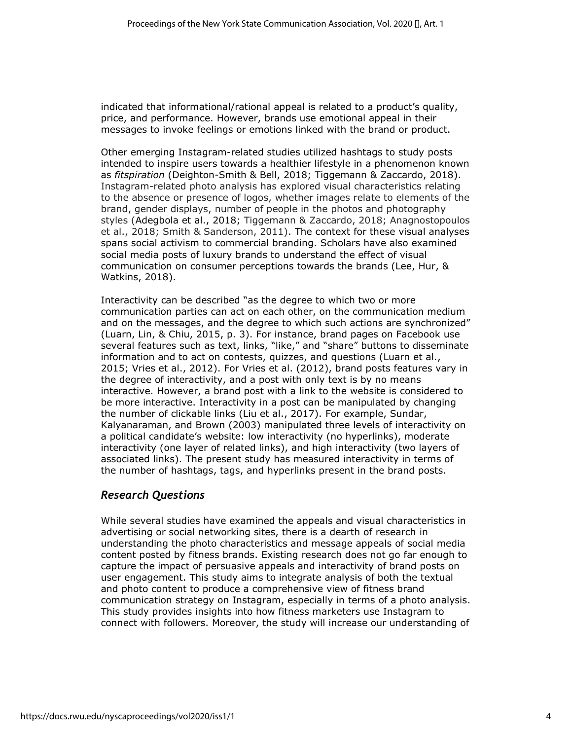indicated that informational/rational appeal is related to a product's quality, price, and performance. However, brands use emotional appeal in their messages to invoke feelings or emotions linked with the brand or product.

Other emerging Instagram-related studies utilized hashtags to study posts intended to inspire users towards a healthier lifestyle in a phenomenon known as *fitspiration* (Deighton-Smith & Bell, 2018; Tiggemann & Zaccardo, 2018). Instagram-related photo analysis has explored visual characteristics relating to the absence or presence of logos, whether images relate to elements of the brand, gender displays, number of people in the photos and photography styles (Adegbola et al., 2018; Tiggemann & Zaccardo, 2018; Anagnostopoulos et al., 2018; Smith & Sanderson, 2011). The context for these visual analyses spans social activism to commercial branding. Scholars have also examined social media posts of luxury brands to understand the effect of visual communication on consumer perceptions towards the brands (Lee, Hur, & Watkins, 2018).

Interactivity can be described "as the degree to which two or more communication parties can act on each other, on the communication medium and on the messages, and the degree to which such actions are synchronized" (Luarn, Lin, & Chiu, 2015, p. 3). For instance, brand pages on Facebook use several features such as text, links, "like," and "share" buttons to disseminate information and to act on contests, quizzes, and questions (Luarn et al., 2015; Vries et al., 2012). For Vries et al. (2012), brand posts features vary in the degree of interactivity, and a post with only text is by no means interactive. However, a brand post with a link to the website is considered to be more interactive. Interactivity in a post can be manipulated by changing the number of clickable links (Liu et al., 2017). For example, Sundar, Kalyanaraman, and Brown (2003) manipulated three levels of interactivity on a political candidate's website: low interactivity (no hyperlinks), moderate interactivity (one layer of related links), and high interactivity (two layers of associated links). The present study has measured interactivity in terms of the number of hashtags, tags, and hyperlinks present in the brand posts.

### *Research Questions*

While several studies have examined the appeals and visual characteristics in advertising or social networking sites, there is a dearth of research in understanding the photo characteristics and message appeals of social media content posted by fitness brands. Existing research does not go far enough to capture the impact of persuasive appeals and interactivity of brand posts on user engagement. This study aims to integrate analysis of both the textual and photo content to produce a comprehensive view of fitness brand communication strategy on Instagram, especially in terms of a photo analysis. This study provides insights into how fitness marketers use Instagram to connect with followers. Moreover, the study will increase our understanding of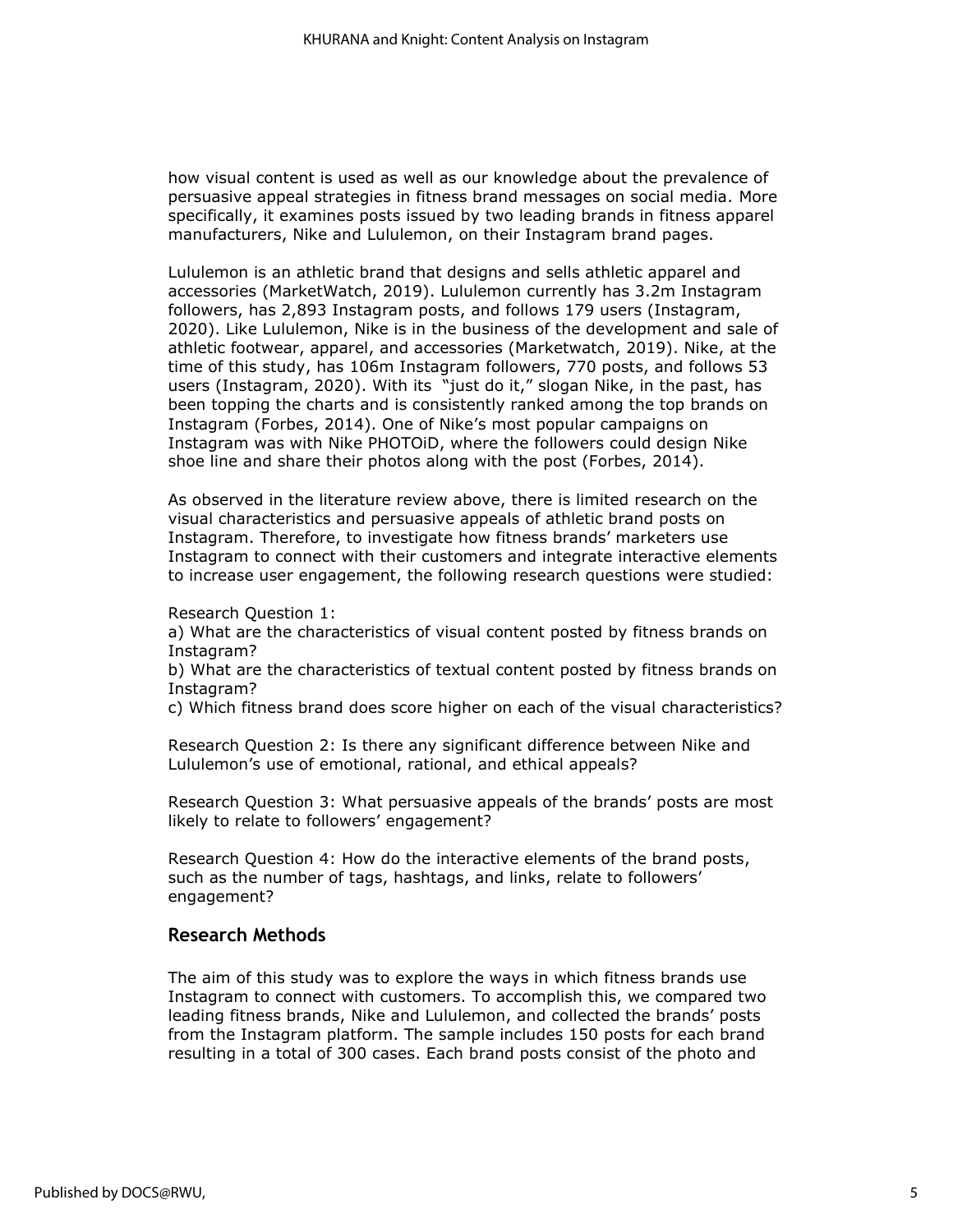how visual content is used as well as our knowledge about the prevalence of persuasive appeal strategies in fitness brand messages on social media. More specifically, it examines posts issued by two leading brands in fitness apparel manufacturers, Nike and Lululemon, on their Instagram brand pages.

Lululemon is an athletic brand that designs and sells athletic apparel and accessories (MarketWatch, 2019). Lululemon currently has 3.2m Instagram followers, has 2,893 Instagram posts, and follows 179 users (Instagram, 2020). Like Lululemon, Nike is in the business of the development and sale of athletic footwear, apparel, and accessories (Marketwatch, 2019). Nike, at the time of this study, has 106m Instagram followers, 770 posts, and follows 53 users (Instagram, 2020). With its "just do it," slogan Nike, in the past, has been topping the charts and is consistently ranked among the top brands on Instagram (Forbes, 2014). One of Nike's most popular campaigns on Instagram was with Nike PHOTOiD, where the followers could design Nike shoe line and share their photos along with the post (Forbes, 2014).

As observed in the literature review above, there is limited research on the visual characteristics and persuasive appeals of athletic brand posts on Instagram. Therefore, to investigate how fitness brands' marketers use Instagram to connect with their customers and integrate interactive elements to increase user engagement, the following research questions were studied:

Research Question 1:
a) What are the characteristics of visual content posted by fitness brands on Instagram?
b) What are the characteristics of textual content posted by fitness brands on Instagram?
c) Which fitness brand does score higher on each of the visual characteristics?

Research Question 2: Is there any significant difference between Nike and Lululemon's use of emotional, rational, and ethical appeals?

Research Question 3: What persuasive appeals of the brands' posts are most likely to relate to followers' engagement?

Research Question 4: How do the interactive elements of the brand posts, such as the number of tags, hashtags, and links, relate to followers' engagement?

## Research Methods

The aim of this study was to explore the ways in which fitness brands use Instagram to connect with customers. To accomplish this, we compared two leading fitness brands, Nike and Lululemon, and collected the brands' posts from the Instagram platform. The sample includes 150 posts for each brand resulting in a total of 300 cases. Each brand posts consist of the photo and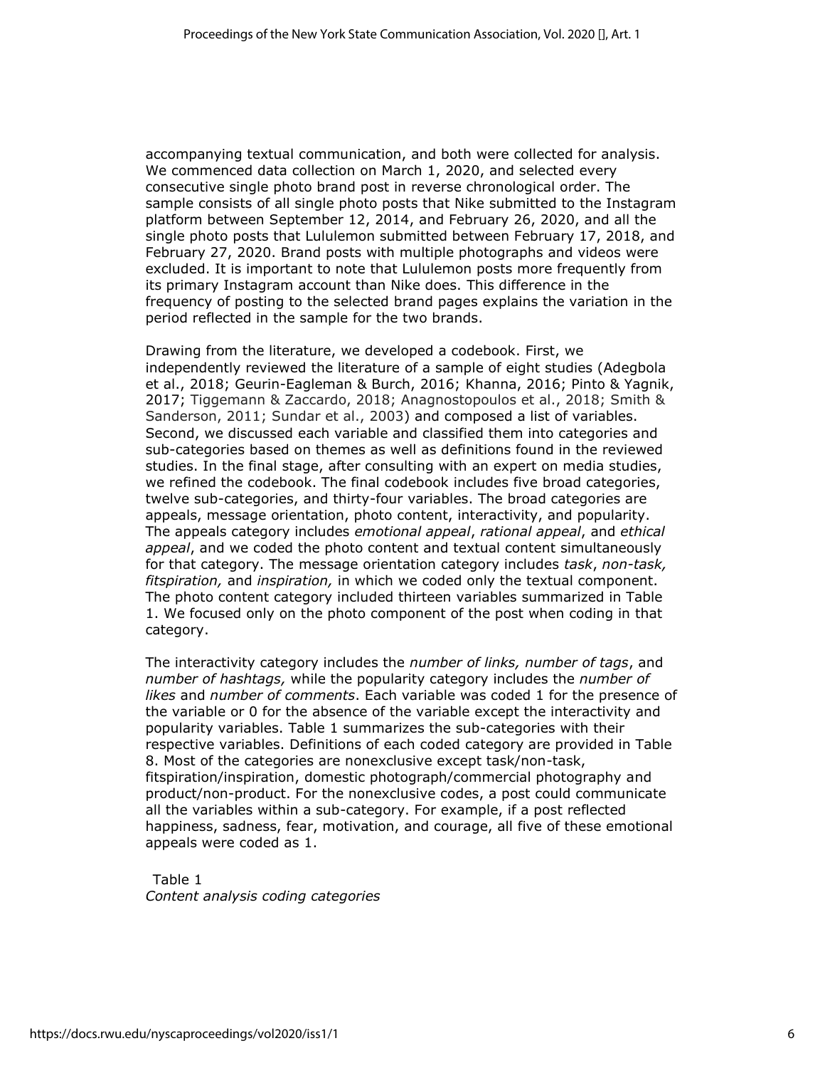accompanying textual communication, and both were collected for analysis. We commenced data collection on March 1, 2020, and selected every consecutive single photo brand post in reverse chronological order. The sample consists of all single photo posts that Nike submitted to the Instagram platform between September 12, 2014, and February 26, 2020, and all the single photo posts that Lululemon submitted between February 17, 2018, and February 27, 2020. Brand posts with multiple photographs and videos were excluded. It is important to note that Lululemon posts more frequently from its primary Instagram account than Nike does. This difference in the frequency of posting to the selected brand pages explains the variation in the period reflected in the sample for the two brands.

Drawing from the literature, we developed a codebook. First, we independently reviewed the literature of a sample of eight studies (Adegbola et al., 2018; Geurin-Eagleman & Burch, 2016; Khanna, 2016; Pinto & Yagnik, 2017; Tiggemann & Zaccardo, 2018; Anagnostopoulos et al., 2018; Smith & Sanderson, 2011; Sundar et al., 2003) and composed a list of variables. Second, we discussed each variable and classified them into categories and sub-categories based on themes as well as definitions found in the reviewed studies. In the final stage, after consulting with an expert on media studies, we refined the codebook. The final codebook includes five broad categories, twelve sub-categories, and thirty-four variables. The broad categories are appeals, message orientation, photo content, interactivity, and popularity. The appeals category includes *emotional appeal*, *rational appeal*, and *ethical appeal*, and we coded the photo content and textual content simultaneously for that category. The message orientation category includes *task*, *non-task, fitspiration,* and *inspiration,* in which we coded only the textual component. The photo content category included thirteen variables summarized in Table 1. We focused only on the photo component of the post when coding in that category.

The interactivity category includes the *number of links, number of tags*, and *number of hashtags,* while the popularity category includes the *number of likes* and *number of comments*. Each variable was coded 1 for the presence of the variable or 0 for the absence of the variable except the interactivity and popularity variables. Table 1 summarizes the sub-categories with their respective variables. Definitions of each coded category are provided in Table 8. Most of the categories are nonexclusive except task/non-task, fitspiration/inspiration, domestic photograph/commercial photography and product/non-product. For the nonexclusive codes, a post could communicate all the variables within a sub-category. For example, if a post reflected happiness, sadness, fear, motivation, and courage, all five of these emotional appeals were coded as 1.

Table 1
*Content analysis coding categories*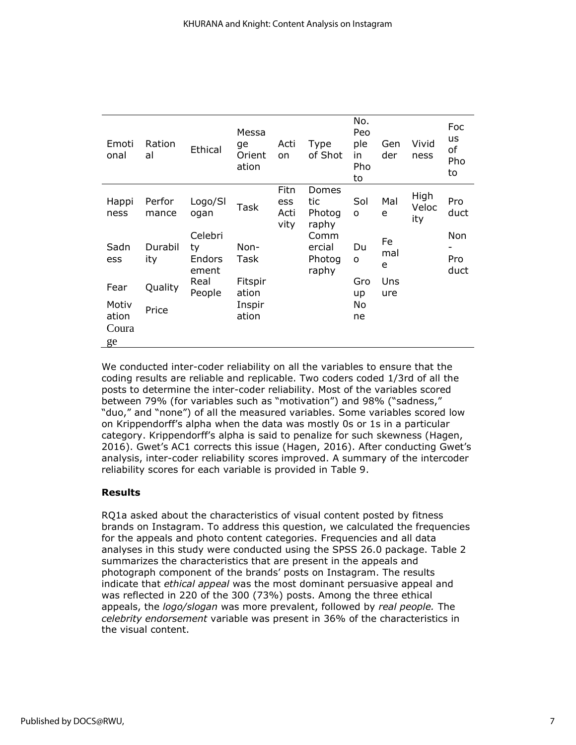| Emotional | Rational | Ethical | Message Orientation | Action | Type of Shot | No. People in Photo | Gender | Vividness | Focus of Photo |
|---|---|---|---|---|---|---|---|---|---|
| Happiness | Performance | Logo/Slogan | Task | Fitness Activity | Domestic Photography | Solo | Male | High Velocity | Product |
| Sadness | Durability | Celebrity Endorsement | Non-Task | | Commercial Photography | Duo | Female | | Non-Product |
| Fear | Quality | Real People | Fitspiration | | | Group | Unsure | | |
| Motivation | Price | | Inspiration | | | None | | | |
| Courage | | | | | | | | | |

We conducted inter-coder reliability on all the variables to ensure that the coding results are reliable and replicable. Two coders coded 1/3rd of all the posts to determine the inter-coder reliability. Most of the variables scored between 79% (for variables such as "motivation") and 98% ("sadness," "duo," and "none") of all the measured variables. Some variables scored low on Krippendorff's alpha when the data was mostly 0s or 1s in a particular category. Krippendorff's alpha is said to penalize for such skewness (Hagen, 2016). Gwet's AC1 corrects this issue (Hagen, 2016). After conducting Gwet's analysis, inter-coder reliability scores improved. A summary of the intercoder reliability scores for each variable is provided in Table 9.

## Results

RQ1a asked about the characteristics of visual content posted by fitness brands on Instagram. To address this question, we calculated the frequencies for the appeals and photo content categories. Frequencies and all data analyses in this study were conducted using the SPSS 26.0 package. Table 2 summarizes the characteristics that are present in the appeals and photograph component of the brands' posts on Instagram. The results indicate that *ethical appeal* was the most dominant persuasive appeal and was reflected in 220 of the 300 (73%) posts. Among the three ethical appeals, the *logo/slogan* was more prevalent, followed by *real people.* The *celebrity endorsement* variable was present in 36% of the characteristics in the visual content.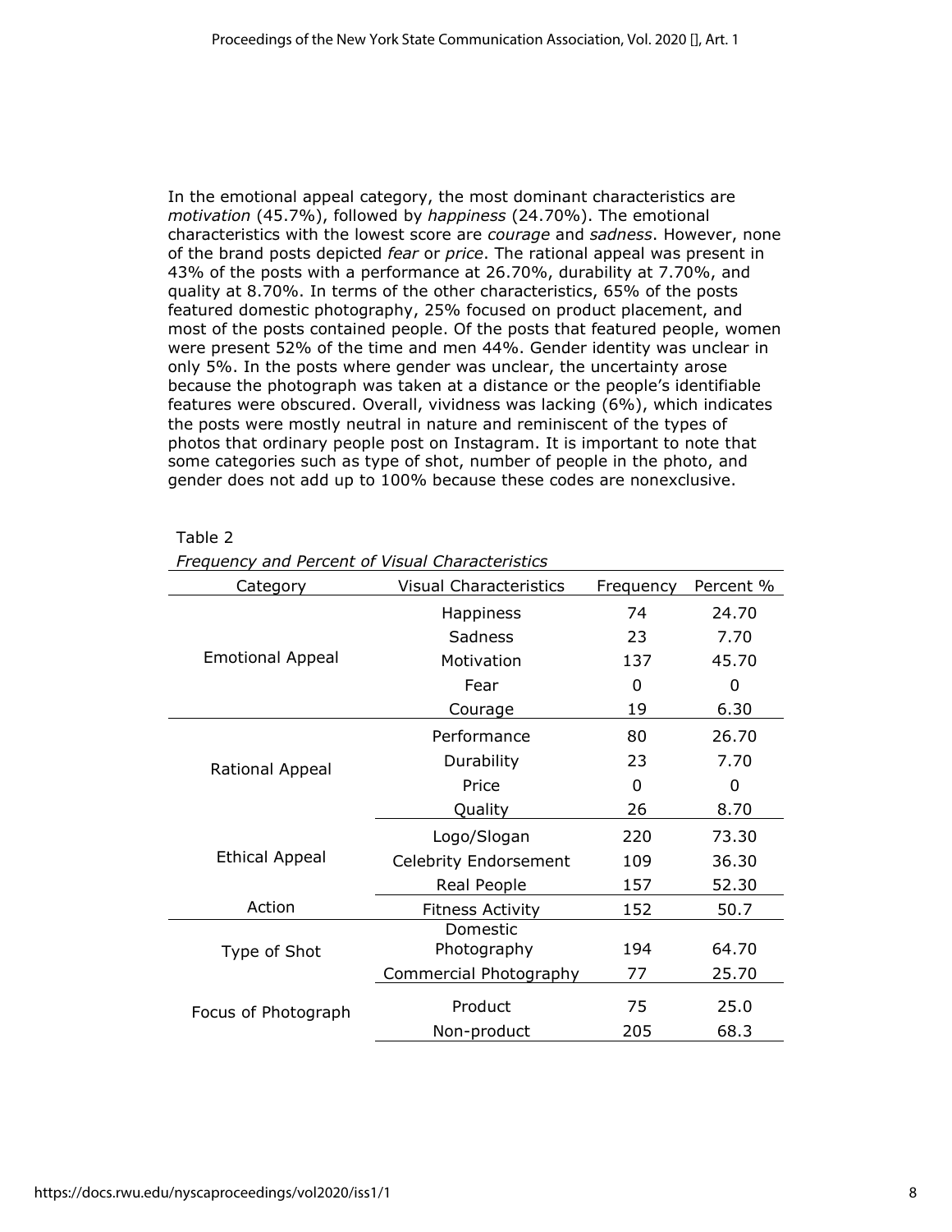In the emotional appeal category, the most dominant characteristics are *motivation* (45.7%), followed by *happiness* (24.70%). The emotional characteristics with the lowest score are *courage* and *sadness*. However, none of the brand posts depicted *fear* or *price*. The rational appeal was present in 43% of the posts with a performance at 26.70%, durability at 7.70%, and quality at 8.70%. In terms of the other characteristics, 65% of the posts featured domestic photography, 25% focused on product placement, and most of the posts contained people. Of the posts that featured people, women were present 52% of the time and men 44%. Gender identity was unclear in only 5%. In the posts where gender was unclear, the uncertainty arose because the photograph was taken at a distance or the people's identifiable features were obscured. Overall, vividness was lacking (6%), which indicates the posts were mostly neutral in nature and reminiscent of the types of photos that ordinary people post on Instagram. It is important to note that some categories such as type of shot, number of people in the photo, and gender does not add up to 100% because these codes are nonexclusive.

Table 2

*Frequency and Percent of Visual Characteristics*

| Category | Visual Characteristics | Frequency | Percent % |
|---|---|---|---|
| Emotional Appeal | Happiness | 74 | 24.70 |
| | Sadness | 23 | 7.70 |
| | Motivation | 137 | 45.70 |
| | Fear | 0 | 0 |
| | Courage | 19 | 6.30 |
| Rational Appeal | Performance | 80 | 26.70 |
| | Durability | 23 | 7.70 |
| | Price | 0 | 0 |
| | Quality | 26 | 8.70 |
| Ethical Appeal | Logo/Slogan | 220 | 73.30 |
| | Celebrity Endorsement | 109 | 36.30 |
| | Real People | 157 | 52.30 |
| Action | Fitness Activity | 152 | 50.7 |
| Type of Shot | Domestic Photography | 194 | 64.70 |
| | Commercial Photography | 77 | 25.70 |
| Focus of Photograph | Product | 75 | 25.0 |
| | Non-product | 205 | 68.3 |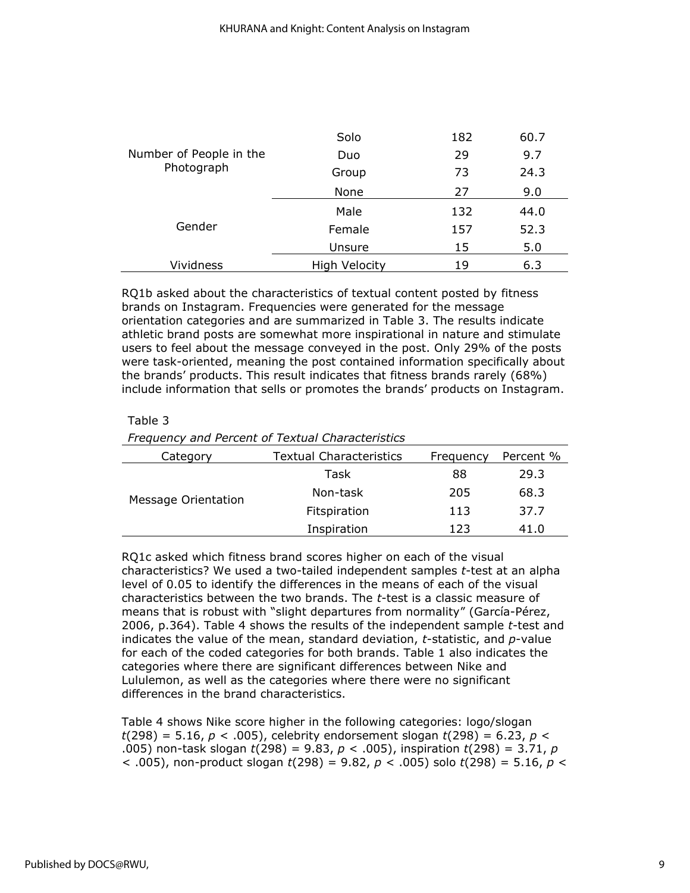| | | | |
|---|---|---|---|
| Number of People in the Photograph | Solo | 182 | 60.7 |
| | Duo | 29 | 9.7 |
| | Group | 73 | 24.3 |
| | None | 27 | 9.0 |
| Gender | Male | 132 | 44.0 |
| | Female | 157 | 52.3 |
| | Unsure | 15 | 5.0 |
| Vividness | High Velocity | 19 | 6.3 |

RQ1b asked about the characteristics of textual content posted by fitness brands on Instagram. Frequencies were generated for the message orientation categories and are summarized in Table 3. The results indicate athletic brand posts are somewhat more inspirational in nature and stimulate users to feel about the message conveyed in the post. Only 29% of the posts were task-oriented, meaning the post contained information specifically about the brands' products. This result indicates that fitness brands rarely (68%) include information that sells or promotes the brands' products on Instagram.

Table 3

*Frequency and Percent of Textual Characteristics*

| Category | Textual Characteristics | Frequency | Percent % |
|---|---|---|---|
| Message Orientation | Task | 88 | 29.3 |
| | Non-task | 205 | 68.3 |
| | Fitspiration | 113 | 37.7 |
| | Inspiration | 123 | 41.0 |

RQ1c asked which fitness brand scores higher on each of the visual characteristics? We used a two-tailed independent samples *t*-test at an alpha level of 0.05 to identify the differences in the means of each of the visual characteristics between the two brands. The *t*-test is a classic measure of means that is robust with "slight departures from normality" (García-Pérez, 2006, p.364). Table 4 shows the results of the independent sample *t*-test and indicates the value of the mean, standard deviation, *t*-statistic, and *p*-value for each of the coded categories for both brands. Table 1 also indicates the categories where there are significant differences between Nike and Lululemon, as well as the categories where there were no significant differences in the brand characteristics.

Table 4 shows Nike score higher in the following categories: logo/slogan $t(298) = 5.16$, $p < .005$), celebrity endorsement slogan $t(298) = 6.23$, $p < .005$) non-task slogan $t(298) = 9.83$, $p < .005$), inspiration $t(298) = 3.71$, $p < .005$), non-product slogan $t(298) = 9.82$, $p < .005$) solo $t(298) = 5.16$, $p <$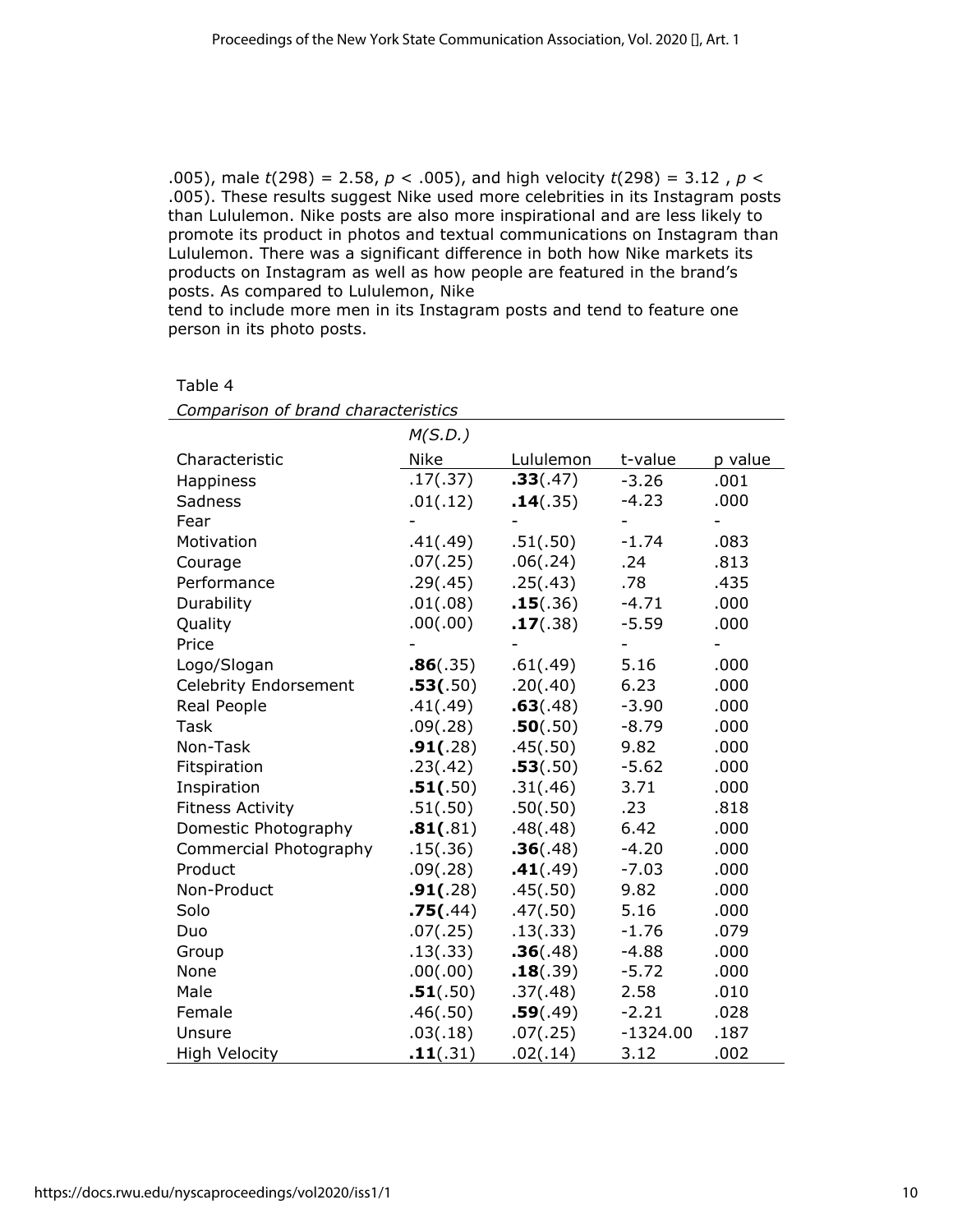.005), male $t(298) = 2.58$, $p < .005$), and high velocity $t(298) = 3.12$ , $p < .005$). These results suggest Nike used more celebrities in its Instagram posts than Lululemon. Nike posts are also more inspirational and are less likely to promote its product in photos and textual communications on Instagram than Lululemon. There was a significant difference in both how Nike markets its products on Instagram as well as how people are featured in the brand's posts. As compared to Lululemon, Nike
tend to include more men in its Instagram posts and tend to feature one person in its photo posts.

Table 4

*Comparison of brand characteristics*

| | *M(S.D.)* | | | |
|---|---|---|---|---|
| Characteristic | Nike | Lululemon | t-value | p value |
| Happiness | .17(.37) | **.33**(.47) | -3.26 | .001 |
| Sadness | .01(.12) | **.14**(.35) | -4.23 | .000 |
| Fear | - | - | - | - |
| Motivation | .41(.49) | .51(.50) | -1.74 | .083 |
| Courage | .07(.25) | .06(.24) | .24 | .813 |
| Performance | .29(.45) | .25(.43) | .78 | .435 |
| Durability | .01(.08) | **.15**(.36) | -4.71 | .000 |
| Quality | .00(.00) | **.17**(.38) | -5.59 | .000 |
| Price | - | - | - | - |
| Logo/Slogan | **.86**(.35) | .61(.49) | 5.16 | .000 |
| Celebrity Endorsement | **.53(**.50) | .20(.40) | 6.23 | .000 |
| Real People | .41(.49) | **.63**(.48) | -3.90 | .000 |
| Task | .09(.28) | **.50**(.50) | -8.79 | .000 |
| Non-Task | **.91(**.28) | .45(.50) | 9.82 | .000 |
| Fitspiration | .23(.42) | **.53**(.50) | -5.62 | .000 |
| Inspiration | **.51(**.50) | .31(.46) | 3.71 | .000 |
| Fitness Activity | .51(.50) | .50(.50) | .23 | .818 |
| Domestic Photography | **.81(**.81) | .48(.48) | 6.42 | .000 |
| Commercial Photography | .15(.36) | **.36**(.48) | -4.20 | .000 |
| Product | .09(.28) | **.41**(.49) | -7.03 | .000 |
| Non-Product | **.91(**.28) | .45(.50) | 9.82 | .000 |
| Solo | **.75(**.44) | .47(.50) | 5.16 | .000 |
| Duo | .07(.25) | .13(.33) | -1.76 | .079 |
| Group | .13(.33) | **.36**(.48) | -4.88 | .000 |
| None | .00(.00) | **.18**(.39) | -5.72 | .000 |
| Male | **.51**(.50) | .37(.48) | 2.58 | .010 |
| Female | .46(.50) | **.59**(.49) | -2.21 | .028 |
| Unsure | .03(.18) | .07(.25) | -1324.00 | .187 |
| High Velocity | **.11**(.31) | .02(.14) | 3.12 | .002 |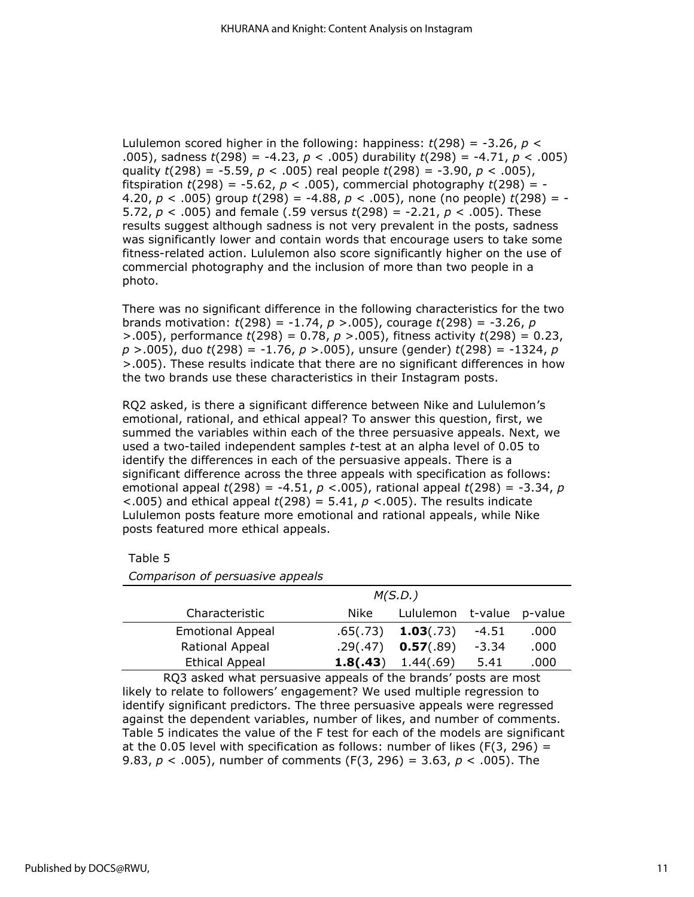Lululemon scored higher in the following: happiness: $t(298) = -3.26$, $p < .005$), sadness $t(298) = -4.23$, $p < .005$) durability $t(298) = -4.71$, $p < .005$) quality $t(298) = -5.59$, $p < .005$) real people $t(298) = -3.90$, $p < .005$), fitspiration $t(298) = -5.62$, $p < .005$), commercial photography $t(298) = -4.20$, $p < .005$) group $t(298) = -4.88$, $p < .005$), none (no people) $t(298) = -5.72$, $p < .005$) and female (.59 versus $t(298) = -2.21$, $p < .005$). These results suggest although sadness is not very prevalent in the posts, sadness was significantly lower and contain words that encourage users to take some fitness-related action. Lululemon also score significantly higher on the use of commercial photography and the inclusion of more than two people in a photo.

There was no significant difference in the following characteristics for the two brands motivation: $t(298) = -1.74$, $p > .005$), courage $t(298) = -3.26$, $p > .005$), performance $t(298) = 0.78$, $p > .005$), fitness activity $t(298) = 0.23$, $p > .005$), duo $t(298) = -1.76$, $p > .005$), unsure (gender) $t(298) = -1324$, $p > .005$). These results indicate that there are no significant differences in how the two brands use these characteristics in their Instagram posts.

RQ2 asked, is there a significant difference between Nike and Lululemon's emotional, rational, and ethical appeal? To answer this question, first, we summed the variables within each of the three persuasive appeals. Next, we used a two-tailed independent samples *t*-test at an alpha level of 0.05 to identify the differences in each of the persuasive appeals. There is a significant difference across the three appeals with specification as follows: emotional appeal $t(298) = -4.51$, $p < .005$), rational appeal $t(298) = -3.34$, $p < .005$) and ethical appeal $t(298) = 5.41$, $p < .005$). The results indicate Lululemon posts feature more emotional and rational appeals, while Nike posts featured more ethical appeals.

Table 5

*Comparison of persuasive appeals*

| | *M(S.D.)* | | | |
|---|---|---|---|---|
| Characteristic | Nike | Lululemon | t-value | p-value |
| Emotional Appeal | .65(.73) | **1.03**(.73) | -4.51 | .000 |
| Rational Appeal | .29(.47) | **0.57**(.89) | -3.34 | .000 |
| Ethical Appeal | **1.8(.43)** | 1.44(.69) | 5.41 | .000 |

RQ3 asked what persuasive appeals of the brands' posts are most likely to relate to followers' engagement? We used multiple regression to identify significant predictors. The three persuasive appeals were regressed against the dependent variables, number of likes, and number of comments. Table 5 indicates the value of the F test for each of the models are significant at the 0.05 level with specification as follows: number of likes ($F(3, 296) = 9.83$, $p < .005$), number of comments ($F(3, 296) = 3.63$, $p < .005$). The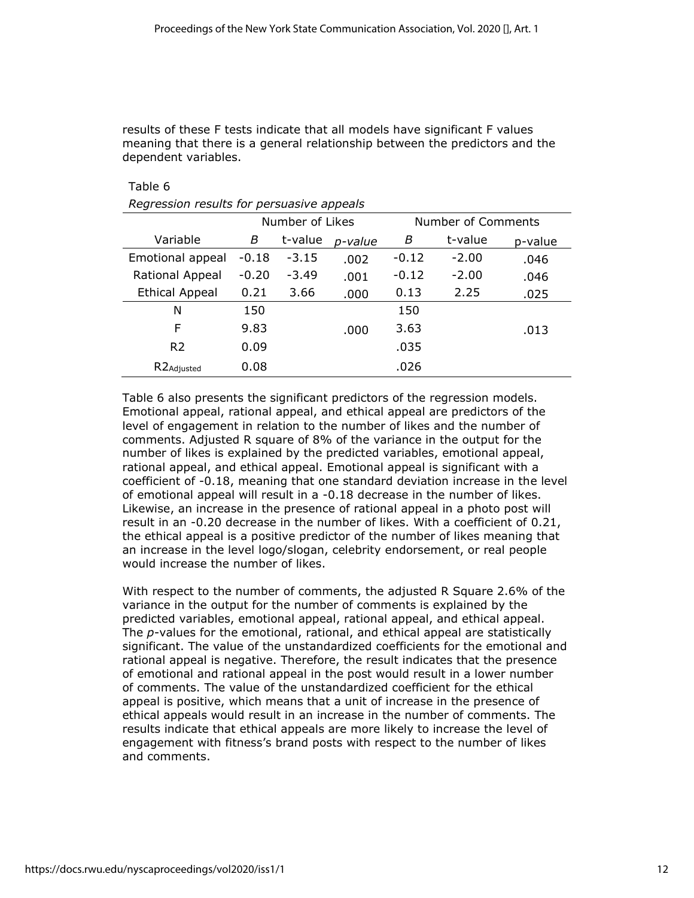results of these F tests indicate that all models have significant F values meaning that there is a general relationship between the predictors and the dependent variables.

Table 6

*Regression results for persuasive appeals*

| | Number of Likes | | | Number of Comments | | |
|---|---|---|---|---|---|---|
| Variable | *B* | t-value | *p-value* | *B* | t-value | p-value |
| Emotional appeal | -0.18 | -3.15 | .002 | -0.12 | -2.00 | .046 |
| Rational Appeal | -0.20 | -3.49 | .001 | -0.12 | -2.00 | .046 |
| Ethical Appeal | 0.21 | 3.66 | .000 | 0.13 | 2.25 | .025 |
| N | 150 | | | 150 | | |
| F | 9.83 | | .000 | 3.63 | | .013 |
| R2 | 0.09 | | | .035 | | |
| $R2_{Adjusted}$ | 0.08 | | | .026 | | |

Table 6 also presents the significant predictors of the regression models. Emotional appeal, rational appeal, and ethical appeal are predictors of the level of engagement in relation to the number of likes and the number of comments. Adjusted R square of 8% of the variance in the output for the number of likes is explained by the predicted variables, emotional appeal, rational appeal, and ethical appeal. Emotional appeal is significant with a coefficient of -0.18, meaning that one standard deviation increase in the level of emotional appeal will result in a -0.18 decrease in the number of likes. Likewise, an increase in the presence of rational appeal in a photo post will result in an -0.20 decrease in the number of likes. With a coefficient of 0.21, the ethical appeal is a positive predictor of the number of likes meaning that an increase in the level logo/slogan, celebrity endorsement, or real people would increase the number of likes.

With respect to the number of comments, the adjusted R Square 2.6% of the variance in the output for the number of comments is explained by the predicted variables, emotional appeal, rational appeal, and ethical appeal. The *p*-values for the emotional, rational, and ethical appeal are statistically significant. The value of the unstandardized coefficients for the emotional and rational appeal is negative. Therefore, the result indicates that the presence of emotional and rational appeal in the post would result in a lower number of comments. The value of the unstandardized coefficient for the ethical appeal is positive, which means that a unit of increase in the presence of ethical appeals would result in an increase in the number of comments. The results indicate that ethical appeals are more likely to increase the level of engagement with fitness's brand posts with respect to the number of likes and comments.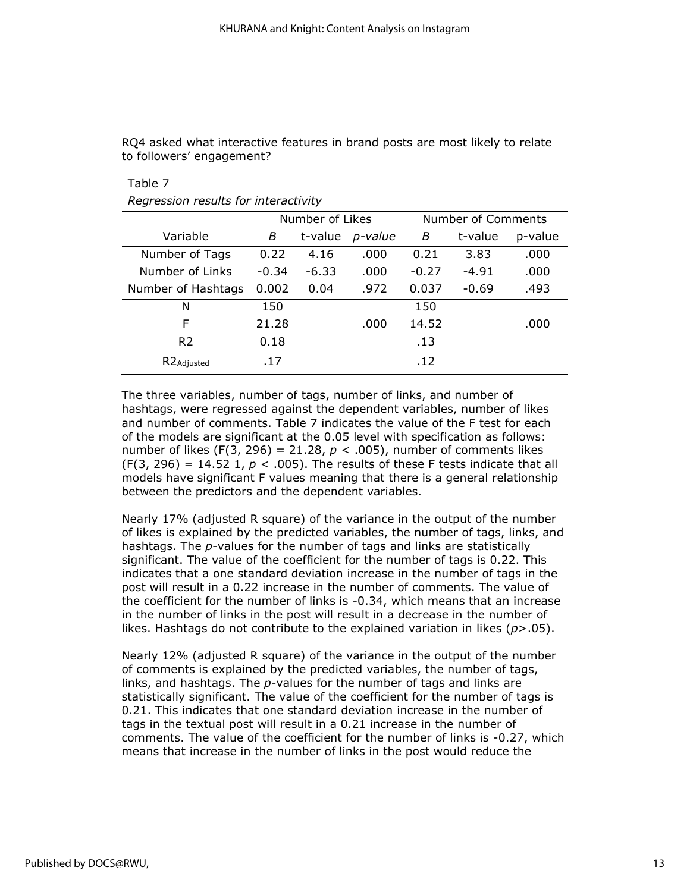RQ4 asked what interactive features in brand posts are most likely to relate to followers' engagement?

Table 7

*Regression results for interactivity*

| | Number of Likes | | | Number of Comments | | |
|---|---|---|---|---|---|---|
| Variable | *B* | t-value | *p-value* | *B* | t-value | p-value |
| Number of Tags | 0.22 | 4.16 | .000 | 0.21 | 3.83 | .000 |
| Number of Links | -0.34 | -6.33 | .000 | -0.27 | -4.91 | .000 |
| Number of Hashtags | 0.002 | 0.04 | .972 | 0.037 | -0.69 | .493 |
| N | 150 | | | 150 | | |
| F | 21.28 | | .000 | 14.52 | | .000 |
| R2 | 0.18 | | | .13 | | |
| $R2_{Adjusted}$ | .17 | | | .12 | | |

The three variables, number of tags, number of links, and number of hashtags, were regressed against the dependent variables, number of likes and number of comments. Table 7 indicates the value of the F test for each of the models are significant at the 0.05 level with specification as follows: number of likes ($F(3, 296) = 21.28$, $p < .005$), number of comments likes ($F(3, 296) = 14.52$ 1, $p < .005$). The results of these F tests indicate that all models have significant F values meaning that there is a general relationship between the predictors and the dependent variables.

Nearly 17% (adjusted R square) of the variance in the output of the number of likes is explained by the predicted variables, the number of tags, links, and hashtags. The *p*-values for the number of tags and links are statistically significant. The value of the coefficient for the number of tags is 0.22. This indicates that a one standard deviation increase in the number of tags in the post will result in a 0.22 increase in the number of comments. The value of the coefficient for the number of links is -0.34, which means that an increase in the number of links in the post will result in a decrease in the number of likes. Hashtags do not contribute to the explained variation in likes ($p > .05$).

Nearly 12% (adjusted R square) of the variance in the output of the number of comments is explained by the predicted variables, the number of tags, links, and hashtags. The *p*-values for the number of tags and links are statistically significant. The value of the coefficient for the number of tags is 0.21. This indicates that one standard deviation increase in the number of tags in the textual post will result in a 0.21 increase in the number of comments. The value of the coefficient for the number of links is -0.27, which means that increase in the number of links in the post would reduce the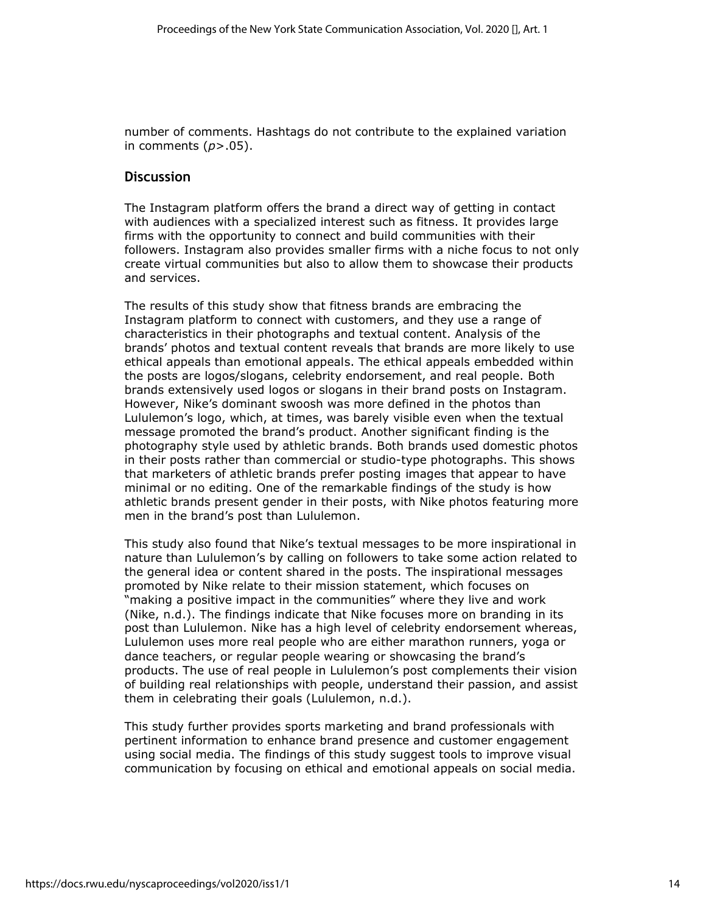number of comments. Hashtags do not contribute to the explained variation in comments ($p>.05$).

## Discussion

The Instagram platform offers the brand a direct way of getting in contact with audiences with a specialized interest such as fitness. It provides large firms with the opportunity to connect and build communities with their followers. Instagram also provides smaller firms with a niche focus to not only create virtual communities but also to allow them to showcase their products and services.

The results of this study show that fitness brands are embracing the Instagram platform to connect with customers, and they use a range of characteristics in their photographs and textual content. Analysis of the brands' photos and textual content reveals that brands are more likely to use ethical appeals than emotional appeals. The ethical appeals embedded within the posts are logos/slogans, celebrity endorsement, and real people. Both brands extensively used logos or slogans in their brand posts on Instagram. However, Nike's dominant swoosh was more defined in the photos than Lululemon's logo, which, at times, was barely visible even when the textual message promoted the brand's product. Another significant finding is the photography style used by athletic brands. Both brands used domestic photos in their posts rather than commercial or studio-type photographs. This shows that marketers of athletic brands prefer posting images that appear to have minimal or no editing. One of the remarkable findings of the study is how athletic brands present gender in their posts, with Nike photos featuring more men in the brand's post than Lululemon.

This study also found that Nike's textual messages to be more inspirational in nature than Lululemon's by calling on followers to take some action related to the general idea or content shared in the posts. The inspirational messages promoted by Nike relate to their mission statement, which focuses on "making a positive impact in the communities" where they live and work (Nike, n.d.). The findings indicate that Nike focuses more on branding in its post than Lululemon. Nike has a high level of celebrity endorsement whereas, Lululemon uses more real people who are either marathon runners, yoga or dance teachers, or regular people wearing or showcasing the brand's products. The use of real people in Lululemon's post complements their vision of building real relationships with people, understand their passion, and assist them in celebrating their goals (Lululemon, n.d.).

This study further provides sports marketing and brand professionals with pertinent information to enhance brand presence and customer engagement using social media. The findings of this study suggest tools to improve visual communication by focusing on ethical and emotional appeals on social media.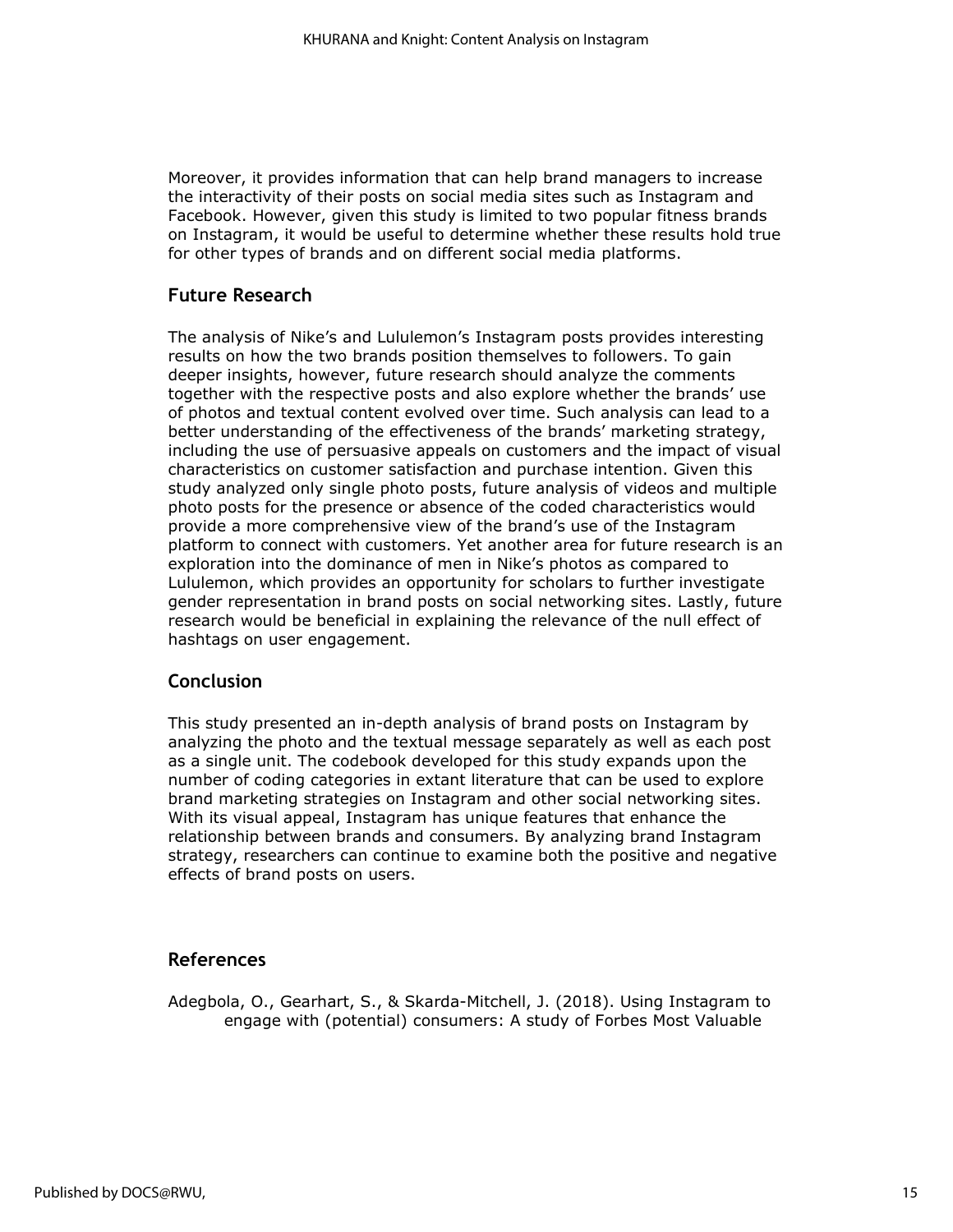Moreover, it provides information that can help brand managers to increase the interactivity of their posts on social media sites such as Instagram and Facebook. However, given this study is limited to two popular fitness brands on Instagram, it would be useful to determine whether these results hold true for other types of brands and on different social media platforms.

## Future Research

The analysis of Nike's and Lululemon's Instagram posts provides interesting results on how the two brands position themselves to followers. To gain deeper insights, however, future research should analyze the comments together with the respective posts and also explore whether the brands' use of photos and textual content evolved over time. Such analysis can lead to a better understanding of the effectiveness of the brands' marketing strategy, including the use of persuasive appeals on customers and the impact of visual characteristics on customer satisfaction and purchase intention. Given this study analyzed only single photo posts, future analysis of videos and multiple photo posts for the presence or absence of the coded characteristics would provide a more comprehensive view of the brand's use of the Instagram platform to connect with customers. Yet another area for future research is an exploration into the dominance of men in Nike's photos as compared to Lululemon, which provides an opportunity for scholars to further investigate gender representation in brand posts on social networking sites. Lastly, future research would be beneficial in explaining the relevance of the null effect of hashtags on user engagement.

## Conclusion

This study presented an in-depth analysis of brand posts on Instagram by analyzing the photo and the textual message separately as well as each post as a single unit. The codebook developed for this study expands upon the number of coding categories in extant literature that can be used to explore brand marketing strategies on Instagram and other social networking sites. With its visual appeal, Instagram has unique features that enhance the relationship between brands and consumers. By analyzing brand Instagram strategy, researchers can continue to examine both the positive and negative effects of brand posts on users.

## References

Adegbola, O., Gearhart, S., & Skarda-Mitchell, J. (2018). Using Instagram to engage with (potential) consumers: A study of Forbes Most Valuable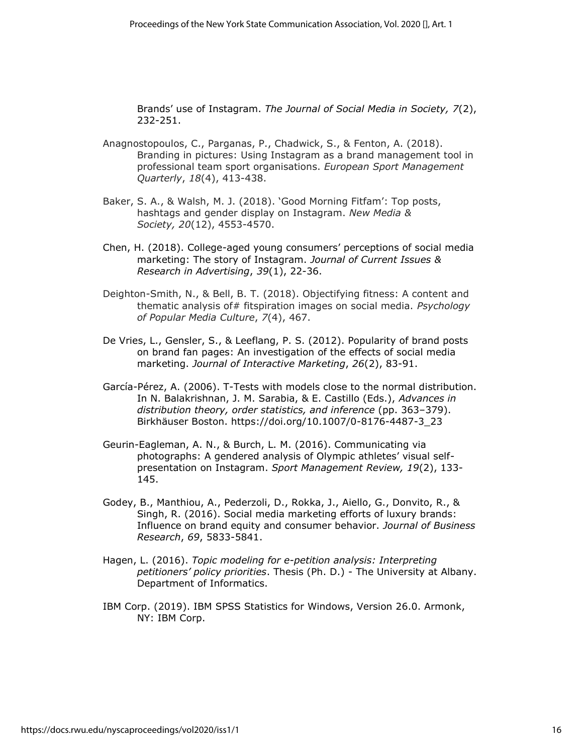Brands' use of Instagram. *The Journal of Social Media in Society, 7*(2), 232-251.

Anagnostopoulos, C., Parganas, P., Chadwick, S., & Fenton, A. (2018). Branding in pictures: Using Instagram as a brand management tool in professional team sport organisations. *European Sport Management Quarterly*, *18*(4), 413-438.

Baker, S. A., & Walsh, M. J. (2018). 'Good Morning Fitfam': Top posts, hashtags and gender display on Instagram. *New Media & Society, 20*(12), 4553-4570.

Chen, H. (2018). College-aged young consumers' perceptions of social media marketing: The story of Instagram. *Journal of Current Issues & Research in Advertising*, *39*(1), 22-36.

Deighton-Smith, N., & Bell, B. T. (2018). Objectifying fitness: A content and thematic analysis of# fitspiration images on social media. *Psychology of Popular Media Culture*, *7*(4), 467.

De Vries, L., Gensler, S., & Leeflang, P. S. (2012). Popularity of brand posts on brand fan pages: An investigation of the effects of social media marketing. *Journal of Interactive Marketing*, *26*(2), 83-91.

García-Pérez, A. (2006). T-Tests with models close to the normal distribution. In N. Balakrishnan, J. M. Sarabia, & E. Castillo (Eds.), *Advances in distribution theory, order statistics, and inference* (pp. 363–379). Birkhäuser Boston. https://doi.org/10.1007/0-8176-4487-3_23

Geurin-Eagleman, A. N., & Burch, L. M. (2016). Communicating via photographs: A gendered analysis of Olympic athletes' visual self-presentation on Instagram. *Sport Management Review, 19*(2), 133-145.

Godey, B., Manthiou, A., Pederzoli, D., Rokka, J., Aiello, G., Donvito, R., & Singh, R. (2016). Social media marketing efforts of luxury brands: Influence on brand equity and consumer behavior. *Journal of Business Research*, *69*, 5833-5841.

Hagen, L. (2016). *Topic modeling for e-petition analysis: Interpreting petitioners' policy priorities*. Thesis (Ph. D.) - The University at Albany. Department of Informatics.

IBM Corp. (2019). IBM SPSS Statistics for Windows, Version 26.0. Armonk, NY: IBM Corp.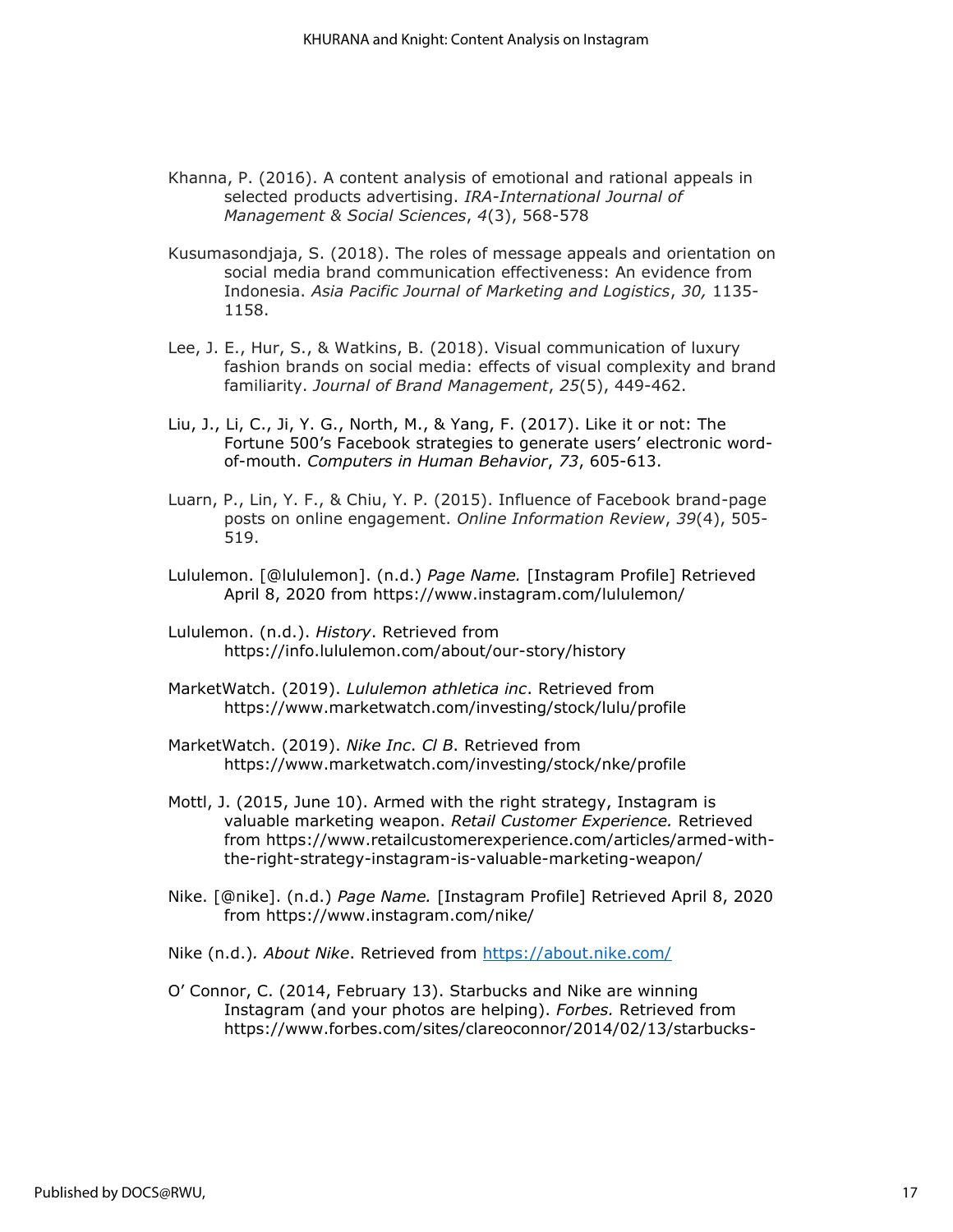Khanna, P. (2016). A content analysis of emotional and rational appeals in selected products advertising. *IRA-International Journal of Management & Social Sciences*, *4*(3), 568-578

Kusumasondjaja, S. (2018). The roles of message appeals and orientation on social media brand communication effectiveness: An evidence from Indonesia. *Asia Pacific Journal of Marketing and Logistics*, *30,* 1135-1158.

Lee, J. E., Hur, S., & Watkins, B. (2018). Visual communication of luxury fashion brands on social media: effects of visual complexity and brand familiarity. *Journal of Brand Management*, *25*(5), 449-462.

Liu, J., Li, C., Ji, Y. G., North, M., & Yang, F. (2017). Like it or not: The Fortune 500's Facebook strategies to generate users' electronic word-of-mouth. *Computers in Human Behavior*, *73*, 605-613.

Luarn, P., Lin, Y. F., & Chiu, Y. P. (2015). Influence of Facebook brand-page posts on online engagement. *Online Information Review*, *39*(4), 505-519.

Lululemon. [@lululemon]. (n.d.) *Page Name.* [Instagram Profile] Retrieved April 8, 2020 from https://www.instagram.com/lululemon/

Lululemon. (n.d.). *History*. Retrieved from https://info.lululemon.com/about/our-story/history

MarketWatch. (2019). *Lululemon athletica inc*. Retrieved from https://www.marketwatch.com/investing/stock/lulu/profile

MarketWatch. (2019). *Nike Inc. Cl B*. Retrieved from https://www.marketwatch.com/investing/stock/nke/profile

Mottl, J. (2015, June 10). Armed with the right strategy, Instagram is valuable marketing weapon. *Retail Customer Experience.* Retrieved from https://www.retailcustomerexperience.com/articles/armed-with-the-right-strategy-instagram-is-valuable-marketing-weapon/

Nike. [@nike]. (n.d.) *Page Name.* [Instagram Profile] Retrieved April 8, 2020 from https://www.instagram.com/nike/

Nike (n.d.). *About Nike*. Retrieved from https://about.nike.com/

O' Connor, C. (2014, February 13). Starbucks and Nike are winning Instagram (and your photos are helping). *Forbes.* Retrieved from https://www.forbes.com/sites/clareoconnor/2014/02/13/starbucks-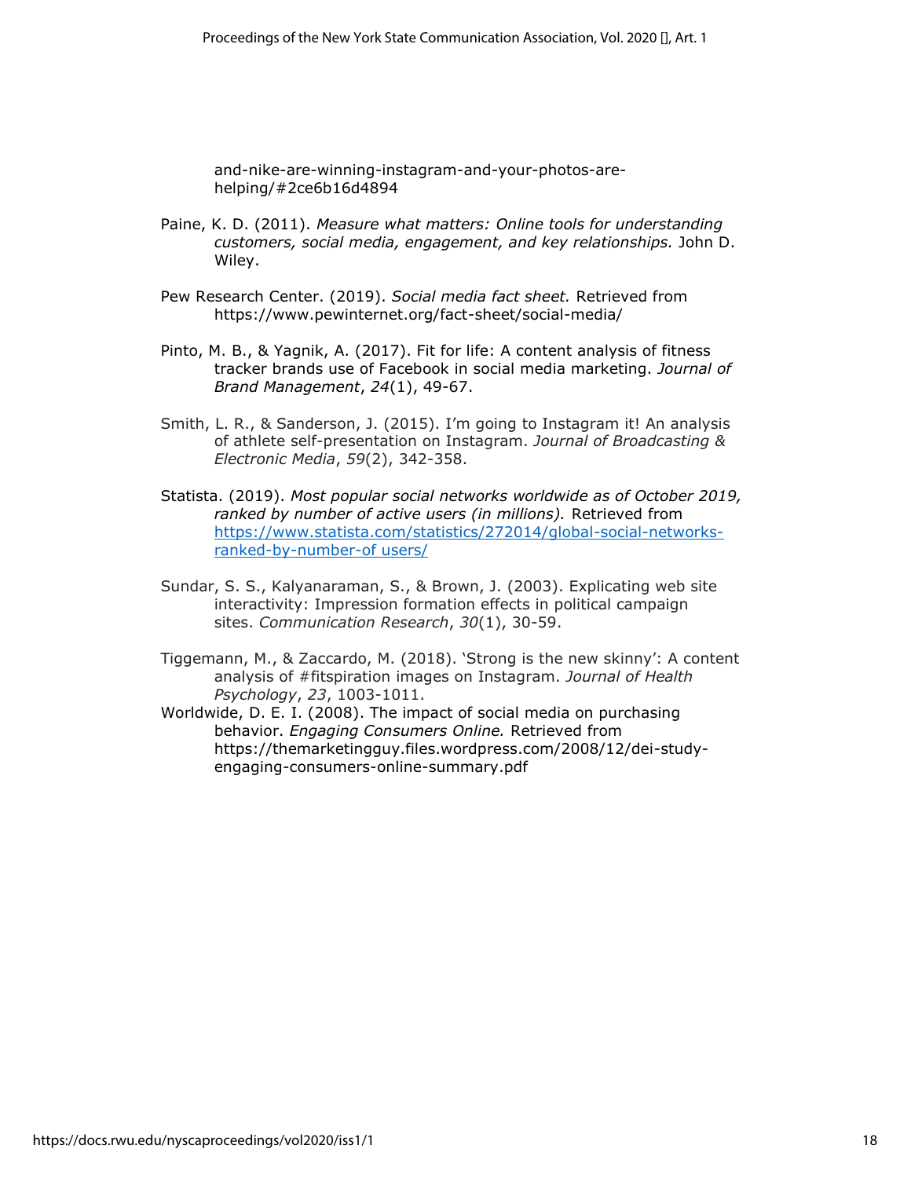and-nike-are-winning-instagram-and-your-photos-are-helping/#2ce6b16d4894

Paine, K. D. (2011). *Measure what matters: Online tools for understanding customers, social media, engagement, and key relationships.* John D. Wiley.

Pew Research Center. (2019). *Social media fact sheet.* Retrieved from https://www.pewinternet.org/fact-sheet/social-media/

Pinto, M. B., & Yagnik, A. (2017). Fit for life: A content analysis of fitness tracker brands use of Facebook in social media marketing. *Journal of Brand Management*, *24*(1), 49-67.

Smith, L. R., & Sanderson, J. (2015). I'm going to Instagram it! An analysis of athlete self-presentation on Instagram. *Journal of Broadcasting & Electronic Media*, *59*(2), 342-358.

Statista. (2019). *Most popular social networks worldwide as of October 2019, ranked by number of active users (in millions).* Retrieved from https://www.statista.com/statistics/272014/global-social-networks-ranked-by-number-of users/

Sundar, S. S., Kalyanaraman, S., & Brown, J. (2003). Explicating web site interactivity: Impression formation effects in political campaign sites. *Communication Research*, *30*(1), 30-59.

Tiggemann, M., & Zaccardo, M. (2018). 'Strong is the new skinny': A content analysis of #fitspiration images on Instagram. *Journal of Health Psychology*, *23*, 1003-1011.

Worldwide, D. E. I. (2008). The impact of social media on purchasing behavior. *Engaging Consumers Online.* Retrieved from https://themarketingguy.files.wordpress.com/2008/12/dei-study-engaging-consumers-online-summary.pdf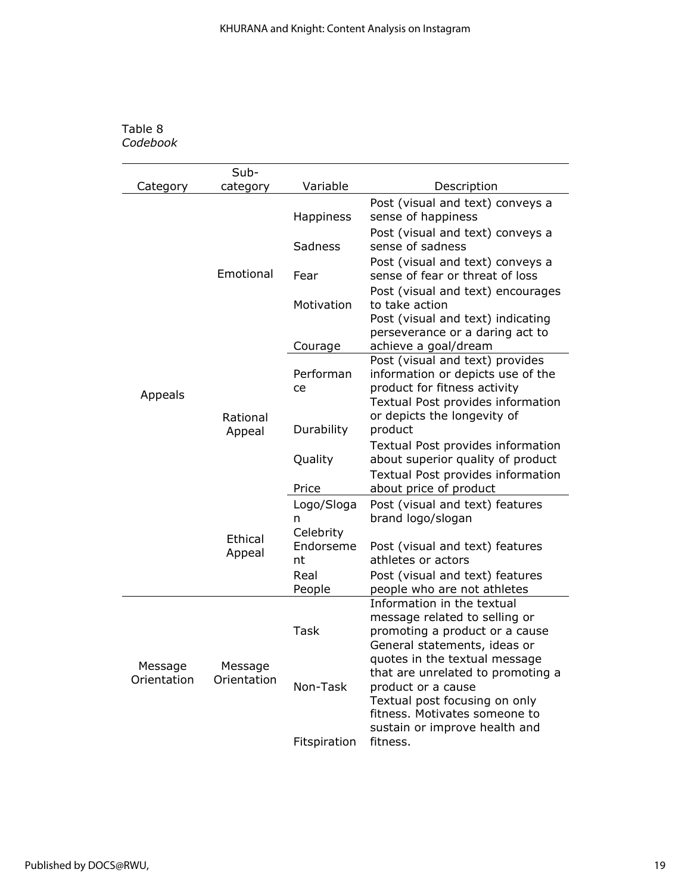Table 8
*Codebook*

| Category | Sub-category | Variable | Description |
|---|---|---|---|
| Appeals | Emotional | Happiness | Post (visual and text) conveys a sense of happiness |
| | | Sadness | Post (visual and text) conveys a sense of sadness |
| | | Fear | Post (visual and text) conveys a sense of fear or threat of loss |
| | | Motivation | Post (visual and text) encourages to take action |
| | | Courage | Post (visual and text) indicating perseverance or a daring act to achieve a goal/dream |
| | Rational Appeal | Performance | Post (visual and text) provides information or depicts use of the product for fitness activity |
| | | Durability | Textual Post provides information or depicts the longevity of product |
| | | Quality | Textual Post provides information about superior quality of product |
| | | Price | Textual Post provides information about price of product |
| | Ethical Appeal | Logo/Slogan | Post (visual and text) features brand logo/slogan |
| | | Celebrity Endorsement | Post (visual and text) features athletes or actors |
| | | Real People | Post (visual and text) features people who are not athletes |
| Message Orientation | Message Orientation | Task | Information in the textual message related to selling or promoting a product or a cause |
| | | Non-Task | General statements, ideas or quotes in the textual message that are unrelated to promoting a product or a cause |
| | | Fitspiration | Textual post focusing on only fitness. Motivates someone to sustain or improve health and fitness. |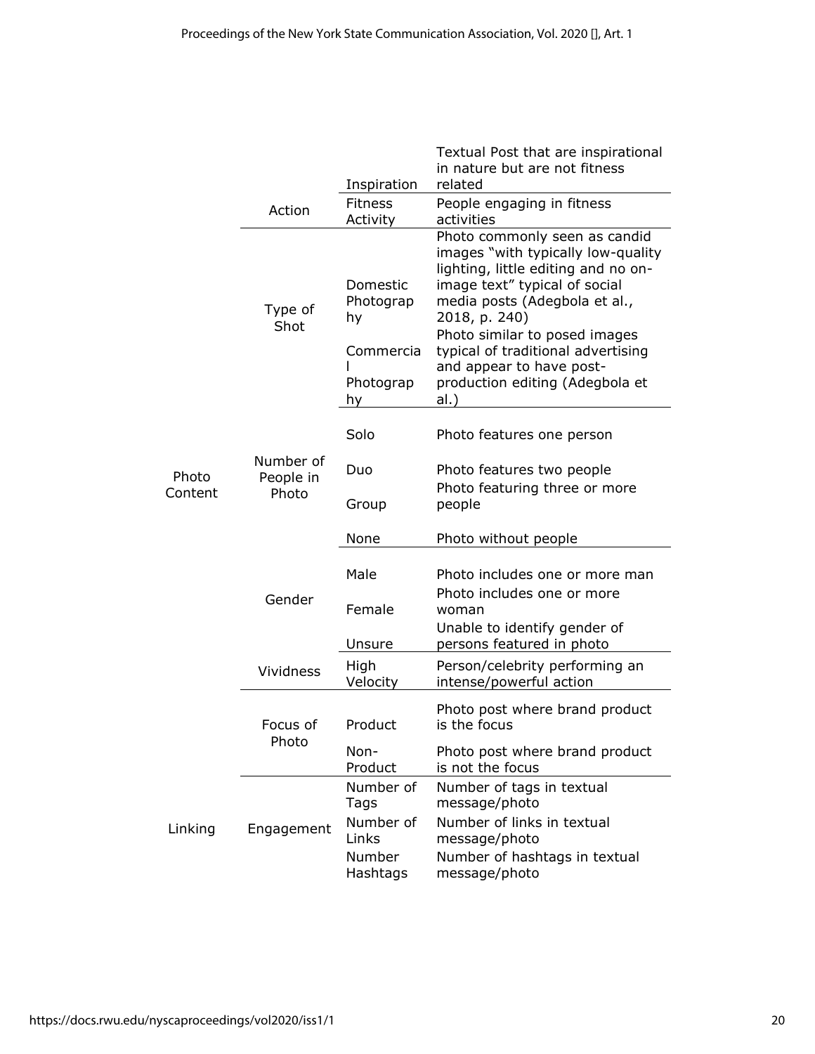| | | | |
|---|---|---|---|
| | | Inspiration | Textual Post that are inspirational in nature but are not fitness related |
| | Action | Fitness Activity | People engaging in fitness activities |
| | Type of Shot | Domestic Photography | Photo commonly seen as candid images "with typically low-quality lighting, little editing and no on-image text" typical of social media posts (Adegbola et al., 2018, p. 240) |
| | | Commercial Photography | Photo similar to posed images typical of traditional advertising and appear to have post-production editing (Adegbola et al.) |
| Photo Content | Number of People in Photo | Solo | Photo features one person |
| | | Duo | Photo features two people |
| | | Group | Photo featuring three or more people |
| | | None | Photo without people |
| | Gender | Male | Photo includes one or more man |
| | | Female | Photo includes one or more woman |
| | | Unsure | Unable to identify gender of persons featured in photo |
| | Vividness | High Velocity | Person/celebrity performing an intense/powerful action |
| | Focus of Photo | Product | Photo post where brand product is the focus |
| | | Non-Product | Photo post where brand product is not the focus |
| Linking | Engagement | Number of Tags | Number of tags in textual message/photo |
| | | Number of Links | Number of links in textual message/photo |
| | | Number Hashtags | Number of hashtags in textual message/photo |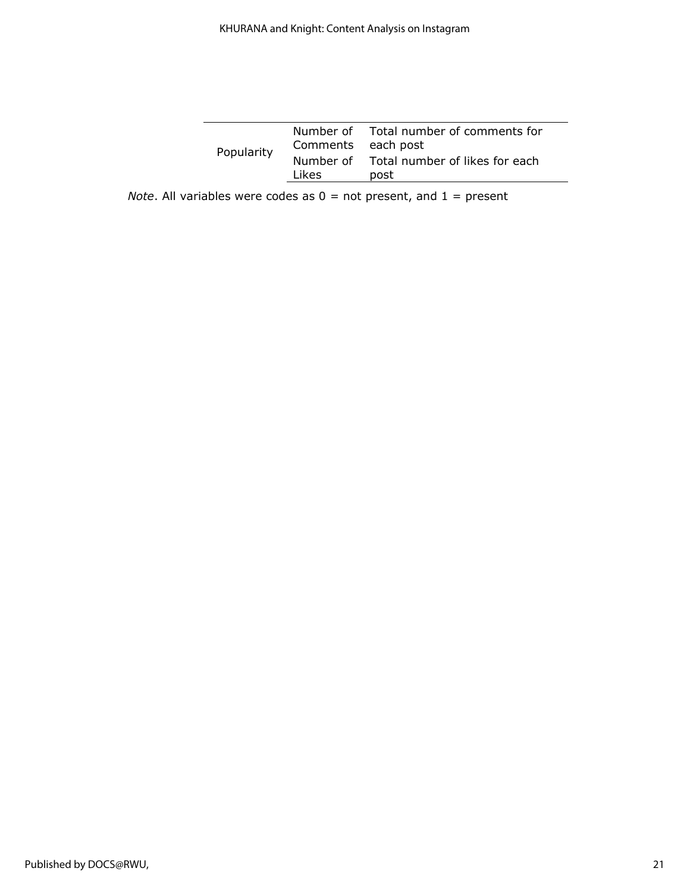| | | |
|---|---|---|
| Popularity | Number of Comments | Total number of comments for each post |
| | Number of Likes | Total number of likes for each post |

*Note*. All variables were codes as 0 = not present, and 1 = present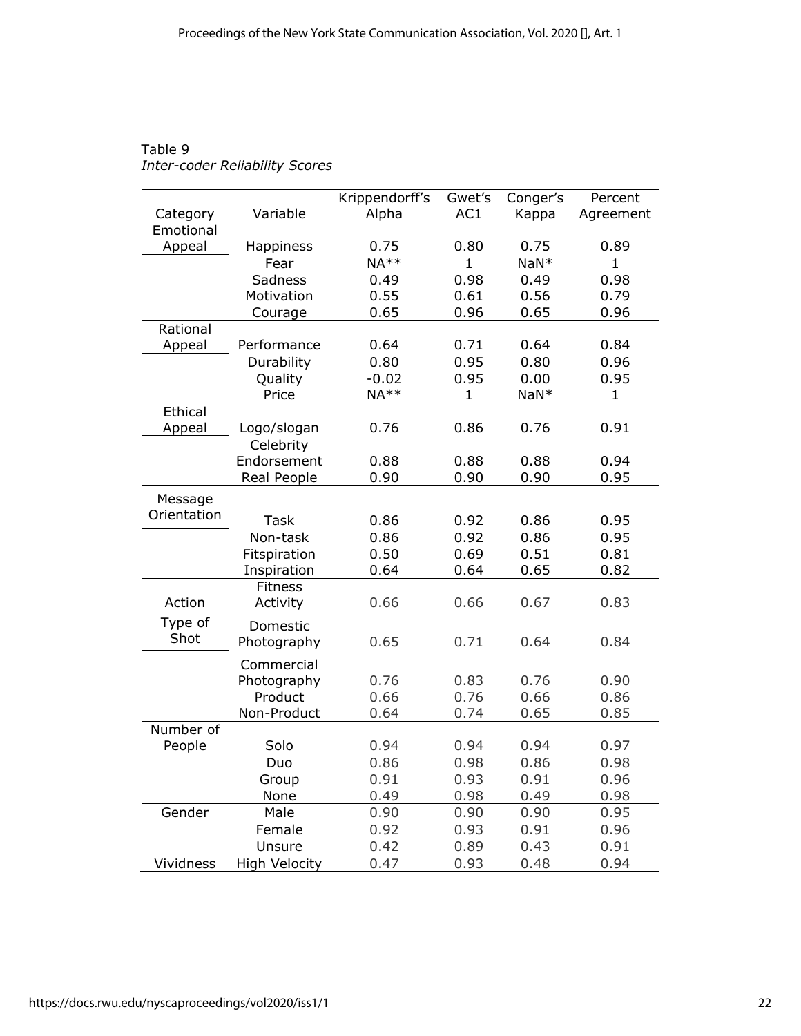Table 9
*Inter-coder Reliability Scores*

| Category | Variable | Krippendorff's Alpha | Gwet's AC1 | Conger's Kappa | Percent Agreement |
|---|---|---|---|---|---|
| Emotional Appeal | Happiness | 0.75 | 0.80 | 0.75 | 0.89 |
| | Fear | NA** | 1 | NaN* | 1 |
| | Sadness | 0.49 | 0.98 | 0.49 | 0.98 |
| | Motivation | 0.55 | 0.61 | 0.56 | 0.79 |
| | Courage | 0.65 | 0.96 | 0.65 | 0.96 |
| Rational Appeal | Performance | 0.64 | 0.71 | 0.64 | 0.84 |
| | Durability | 0.80 | 0.95 | 0.80 | 0.96 |
| | Quality | -0.02 | 0.95 | 0.00 | 0.95 |
| | Price | NA** | 1 | NaN* | 1 |
| Ethical Appeal | Logo/slogan | 0.76 | 0.86 | 0.76 | 0.91 |
| | Celebrity Endorsement | 0.88 | 0.88 | 0.88 | 0.94 |
| | Real People | 0.90 | 0.90 | 0.90 | 0.95 |
| Message Orientation | Task | 0.86 | 0.92 | 0.86 | 0.95 |
| | Non-task | 0.86 | 0.92 | 0.86 | 0.95 |
| | Fitspiration | 0.50 | 0.69 | 0.51 | 0.81 |
| | Inspiration | 0.64 | 0.64 | 0.65 | 0.82 |
| Action | Fitness Activity | 0.66 | 0.66 | 0.67 | 0.83 |
| Type of Shot | Domestic Photography | 0.65 | 0.71 | 0.64 | 0.84 |
| | Commercial Photography | 0.76 | 0.83 | 0.76 | 0.90 |
| | Product | 0.66 | 0.76 | 0.66 | 0.86 |
| | Non-Product | 0.64 | 0.74 | 0.65 | 0.85 |
| Number of People | Solo | 0.94 | 0.94 | 0.94 | 0.97 |
| | Duo | 0.86 | 0.98 | 0.86 | 0.98 |
| | Group | 0.91 | 0.93 | 0.91 | 0.96 |
| | None | 0.49 | 0.98 | 0.49 | 0.98 |
| Gender | Male | 0.90 | 0.90 | 0.90 | 0.95 |
| | Female | 0.92 | 0.93 | 0.91 | 0.96 |
| | Unsure | 0.42 | 0.89 | 0.43 | 0.91 |
| Vividness | High Velocity | 0.47 | 0.93 | 0.48 | 0.94 |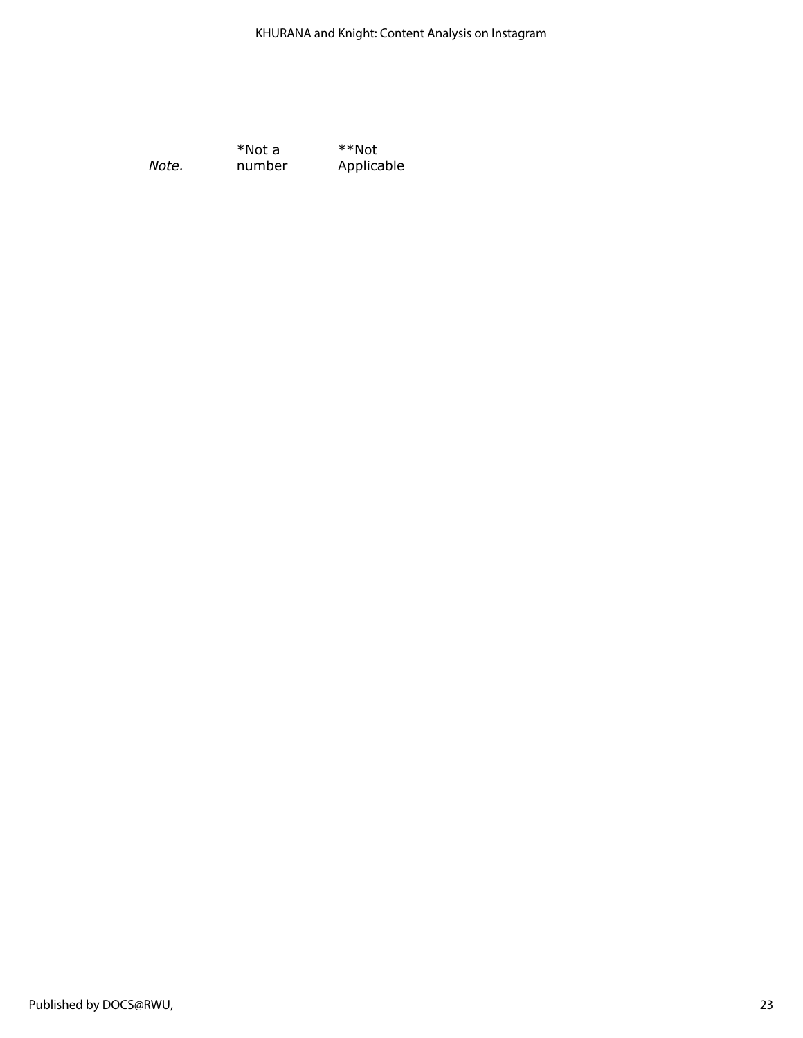*Note.* *Not a number **Not Applicable